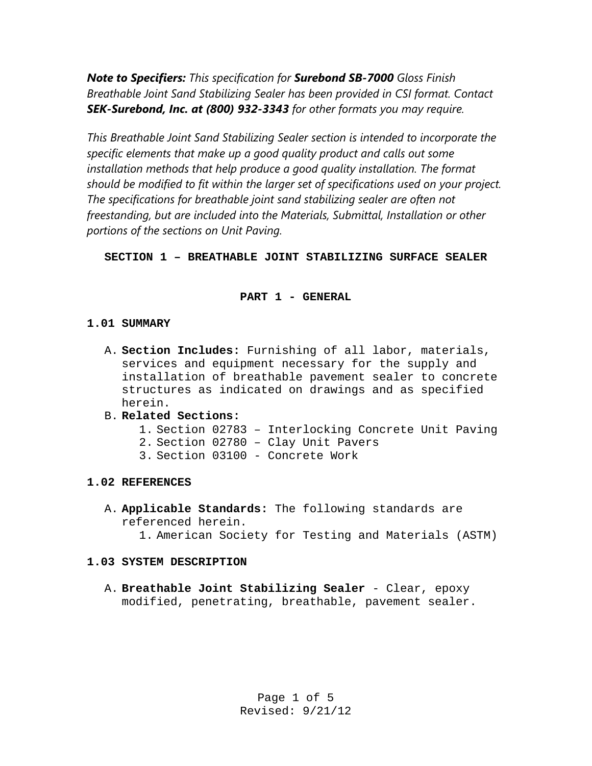***Note to Specifiers:*** *This specification for **Surebond SB-7000** Gloss Finish Breathable Joint Sand Stabilizing Sealer has been provided in CSI format. Contact **SEK-Surebond, Inc. at (800) 932-3343** for other formats you may require.*

*This Breathable Joint Sand Stabilizing Sealer section is intended to incorporate the specific elements that make up a good quality product and calls out some installation methods that help produce a good quality installation. The format should be modified to fit within the larger set of specifications used on your project. The specifications for breathable joint sand stabilizing sealer are often not freestanding, but are included into the Materials, Submittal, Installation or other portions of the sections on Unit Paving.*

# SECTION 1 – BREATHABLE JOINT STABILIZING SURFACE SEALER

## PART 1 - GENERAL

### 1.01 SUMMARY

A. **Section Includes:** Furnishing of all labor, materials, services and equipment necessary for the supply and installation of breathable pavement sealer to concrete structures as indicated on drawings and as specified herein.

B. **Related Sections:**
   1. Section 02783 – Interlocking Concrete Unit Paving
   2. Section 02780 – Clay Unit Pavers
   3. Section 03100 - Concrete Work

### 1.02 REFERENCES

A. **Applicable Standards:** The following standards are referenced herein.
   1. American Society for Testing and Materials (ASTM)

### 1.03 SYSTEM DESCRIPTION

A. **Breathable Joint Stabilizing Sealer** - Clear, epoxy modified, penetrating, breathable, pavement sealer.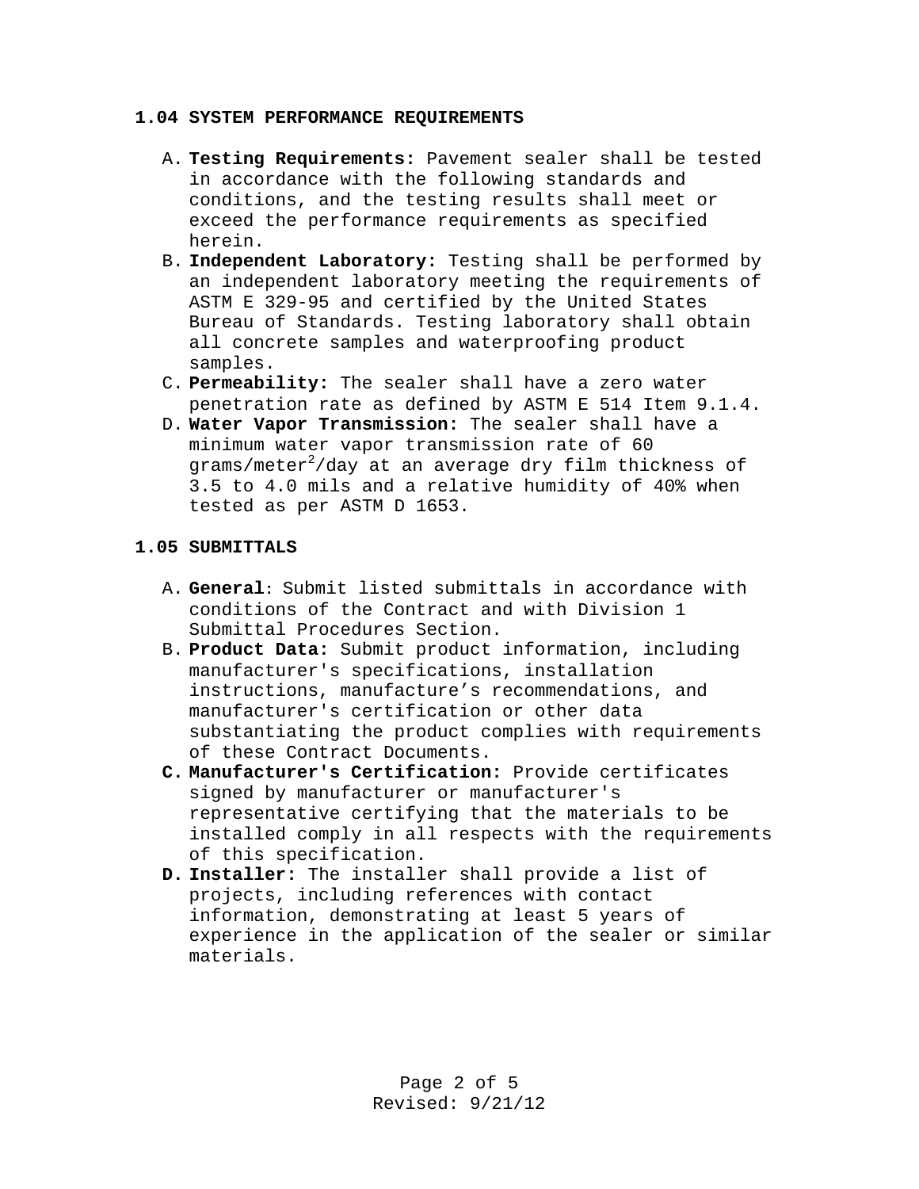## 1.04 SYSTEM PERFORMANCE REQUIREMENTS

A. **Testing Requirements:** Pavement sealer shall be tested in accordance with the following standards and conditions, and the testing results shall meet or exceed the performance requirements as specified herein.

B. **Independent Laboratory:** Testing shall be performed by an independent laboratory meeting the requirements of ASTM E 329-95 and certified by the United States Bureau of Standards. Testing laboratory shall obtain all concrete samples and waterproofing product samples.

C. **Permeability:** The sealer shall have a zero water penetration rate as defined by ASTM E 514 Item 9.1.4.

D. **Water Vapor Transmission:** The sealer shall have a minimum water vapor transmission rate of 60 grams/meter$^2$/day at an average dry film thickness of 3.5 to 4.0 mils and a relative humidity of 40% when tested as per ASTM D 1653.

## 1.05 SUBMITTALS

A. **General**: Submit listed submittals in accordance with conditions of the Contract and with Division 1 Submittal Procedures Section.

B. **Product Data:** Submit product information, including manufacturer's specifications, installation instructions, manufacture's recommendations, and manufacturer's certification or other data substantiating the product complies with requirements of these Contract Documents.

C. **Manufacturer's Certification:** Provide certificates signed by manufacturer or manufacturer's representative certifying that the materials to be installed comply in all respects with the requirements of this specification.

D. **Installer:** The installer shall provide a list of projects, including references with contact information, demonstrating at least 5 years of experience in the application of the sealer or similar materials.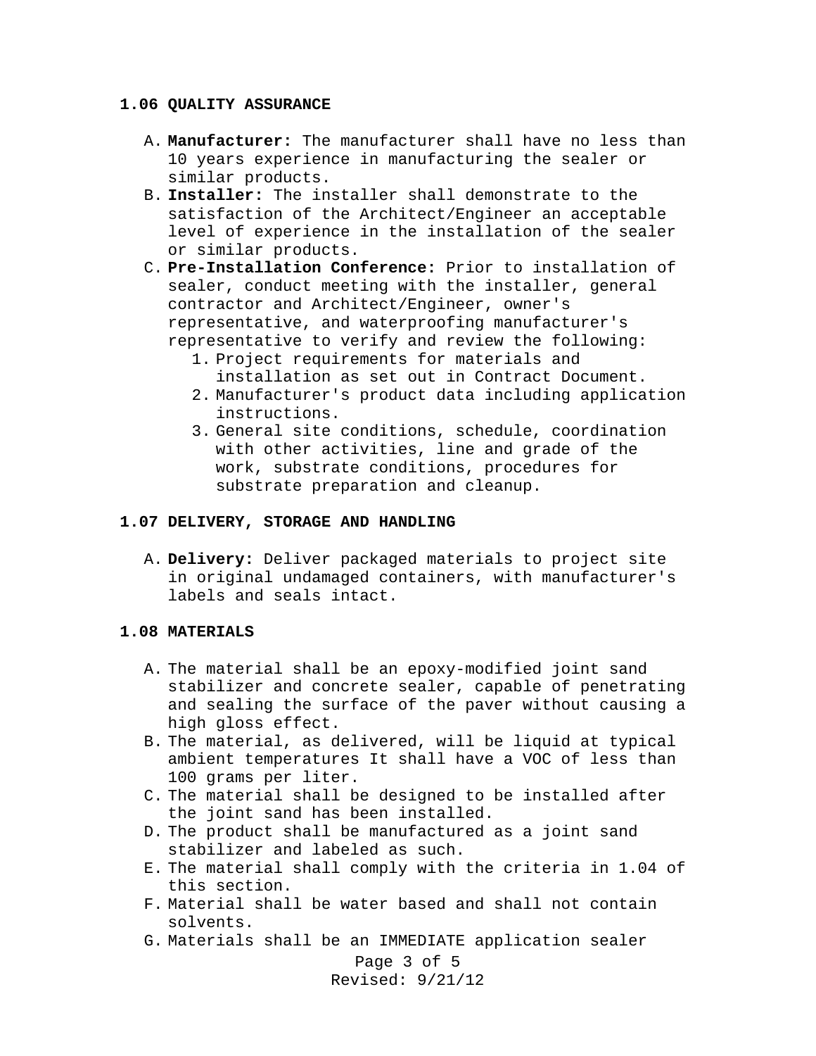### 1.06 QUALITY ASSURANCE

A. **Manufacturer:** The manufacturer shall have no less than 10 years experience in manufacturing the sealer or similar products.

B. **Installer:** The installer shall demonstrate to the satisfaction of the Architect/Engineer an acceptable level of experience in the installation of the sealer or similar products.

C. **Pre-Installation Conference:** Prior to installation of sealer, conduct meeting with the installer, general contractor and Architect/Engineer, owner's representative, and waterproofing manufacturer's representative to verify and review the following:

   1. Project requirements for materials and installation as set out in Contract Document.
   2. Manufacturer's product data including application instructions.
   3. General site conditions, schedule, coordination with other activities, line and grade of the work, substrate conditions, procedures for substrate preparation and cleanup.

### 1.07 DELIVERY, STORAGE AND HANDLING

A. **Delivery:** Deliver packaged materials to project site in original undamaged containers, with manufacturer's labels and seals intact.

### 1.08 MATERIALS

A. The material shall be an epoxy-modified joint sand stabilizer and concrete sealer, capable of penetrating and sealing the surface of the paver without causing a high gloss effect.

B. The material, as delivered, will be liquid at typical ambient temperatures It shall have a VOC of less than 100 grams per liter.

C. The material shall be designed to be installed after the joint sand has been installed.

D. The product shall be manufactured as a joint sand stabilizer and labeled as such.

E. The material shall comply with the criteria in 1.04 of this section.

F. Material shall be water based and shall not contain solvents.

G. Materials shall be an IMMEDIATE application sealer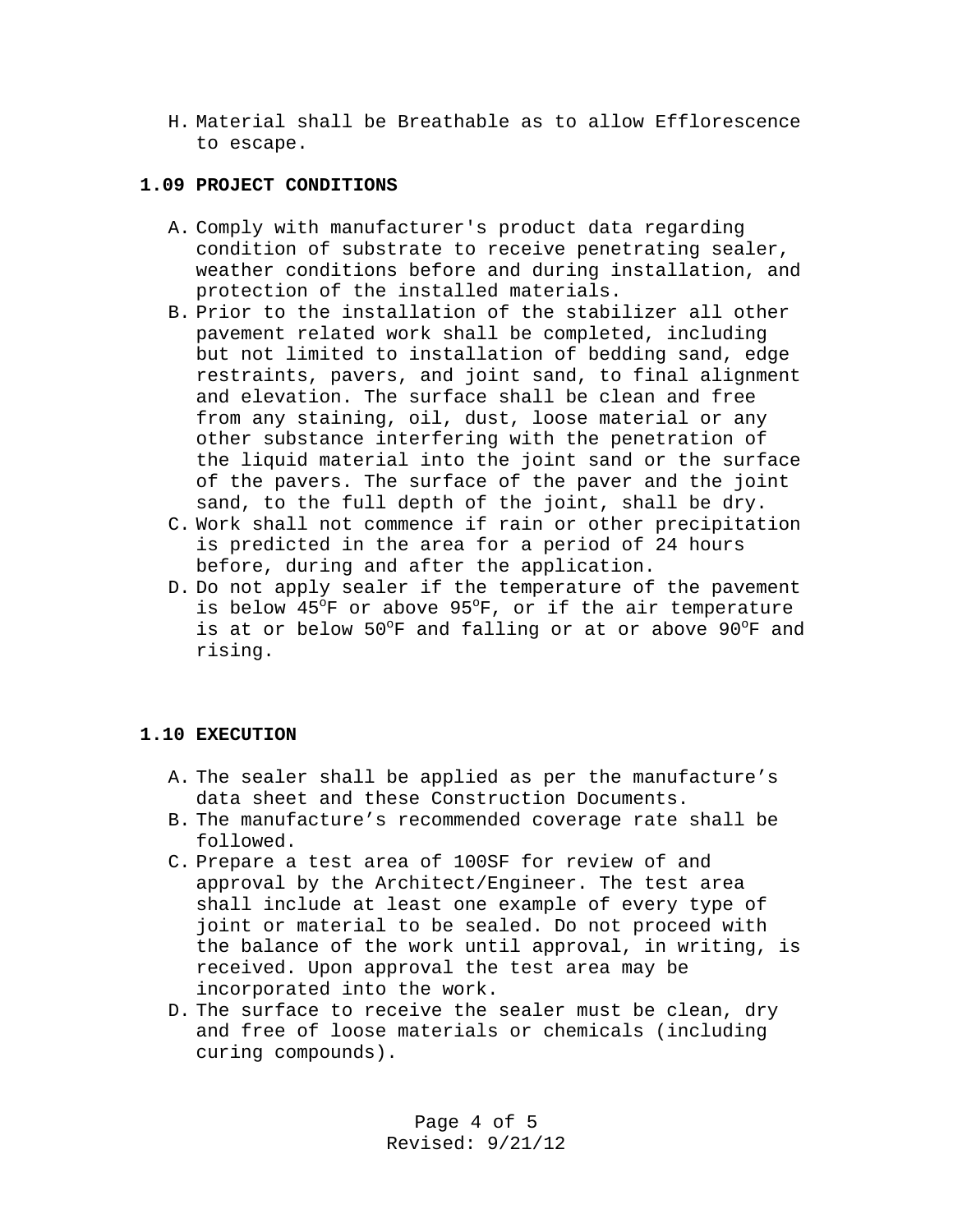H. Material shall be Breathable as to allow Efflorescence to escape.

## 1.09 PROJECT CONDITIONS

A. Comply with manufacturer's product data regarding condition of substrate to receive penetrating sealer, weather conditions before and during installation, and protection of the installed materials.
B. Prior to the installation of the stabilizer all other pavement related work shall be completed, including but not limited to installation of bedding sand, edge restraints, pavers, and joint sand, to final alignment and elevation. The surface shall be clean and free from any staining, oil, dust, loose material or any other substance interfering with the penetration of the liquid material into the joint sand or the surface of the pavers. The surface of the paver and the joint sand, to the full depth of the joint, shall be dry.
C. Work shall not commence if rain or other precipitation is predicted in the area for a period of 24 hours before, during and after the application.
D. Do not apply sealer if the temperature of the pavement is below 45$^{o}$F or above 95$^{o}$F, or if the air temperature is at or below 50$^{o}$F and falling or at or above 90$^{o}$F and rising.

## 1.10 EXECUTION

A. The sealer shall be applied as per the manufacture’s data sheet and these Construction Documents.
B. The manufacture’s recommended coverage rate shall be followed.
C. Prepare a test area of 100SF for review of and approval by the Architect/Engineer. The test area shall include at least one example of every type of joint or material to be sealed. Do not proceed with the balance of the work until approval, in writing, is received. Upon approval the test area may be incorporated into the work.
D. The surface to receive the sealer must be clean, dry and free of loose materials or chemicals (including curing compounds).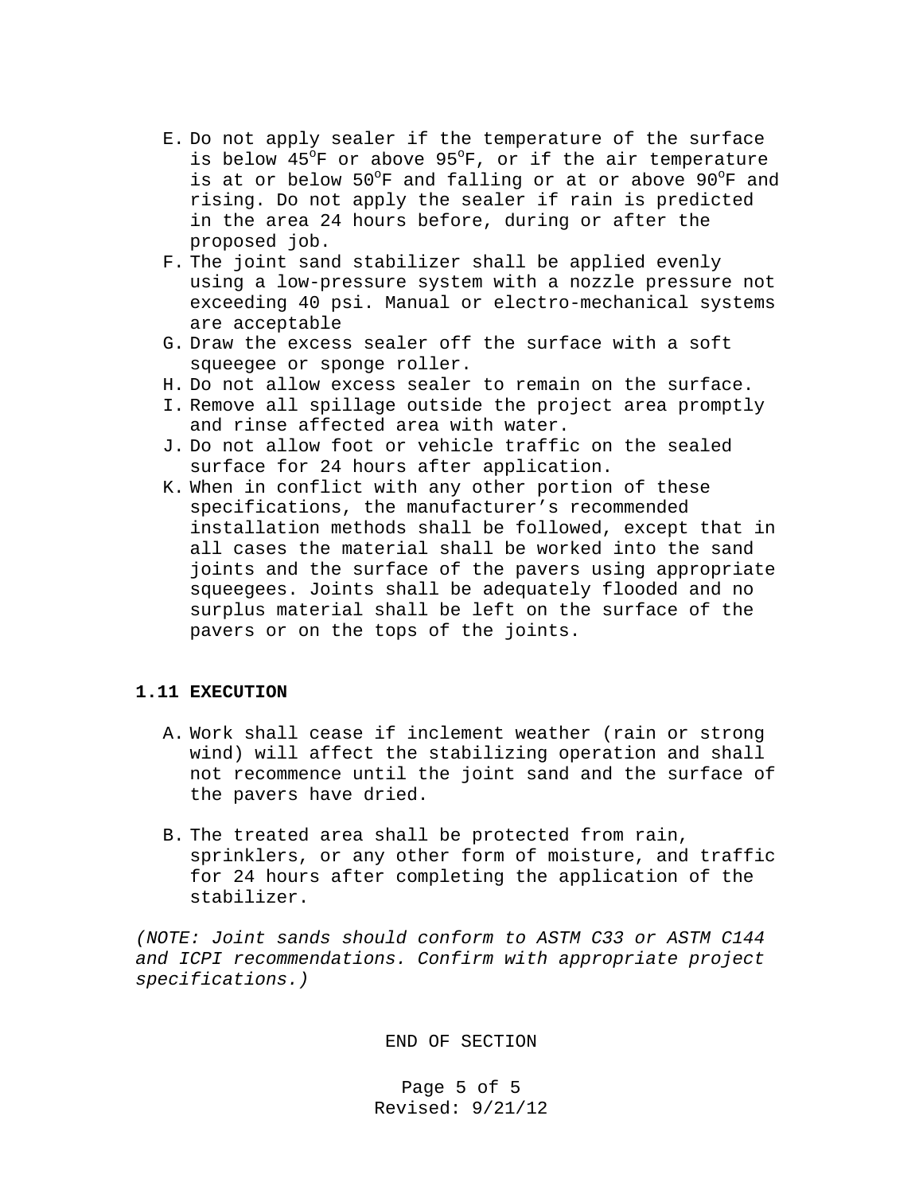E. Do not apply sealer if the temperature of the surface is below 45°F or above 95°F, or if the air temperature is at or below 50°F and falling or at or above 90°F and rising. Do not apply the sealer if rain is predicted in the area 24 hours before, during or after the proposed job.
F. The joint sand stabilizer shall be applied evenly using a low-pressure system with a nozzle pressure not exceeding 40 psi. Manual or electro-mechanical systems are acceptable
G. Draw the excess sealer off the surface with a soft squeegee or sponge roller.
H. Do not allow excess sealer to remain on the surface.
I. Remove all spillage outside the project area promptly and rinse affected area with water.
J. Do not allow foot or vehicle traffic on the sealed surface for 24 hours after application.
K. When in conflict with any other portion of these specifications, the manufacturer's recommended installation methods shall be followed, except that in all cases the material shall be worked into the sand joints and the surface of the pavers using appropriate squeegees. Joints shall be adequately flooded and no surplus material shall be left on the surface of the pavers or on the tops of the joints.

**1.11 EXECUTION**

A. Work shall cease if inclement weather (rain or strong wind) will affect the stabilizing operation and shall not recommence until the joint sand and the surface of the pavers have dried.

B. The treated area shall be protected from rain, sprinklers, or any other form of moisture, and traffic for 24 hours after completing the application of the stabilizer.

*(NOTE: Joint sands should conform to ASTM C33 or ASTM C144 and ICPI recommendations. Confirm with appropriate project specifications.)*

END OF SECTION

Revised: 9/21/12